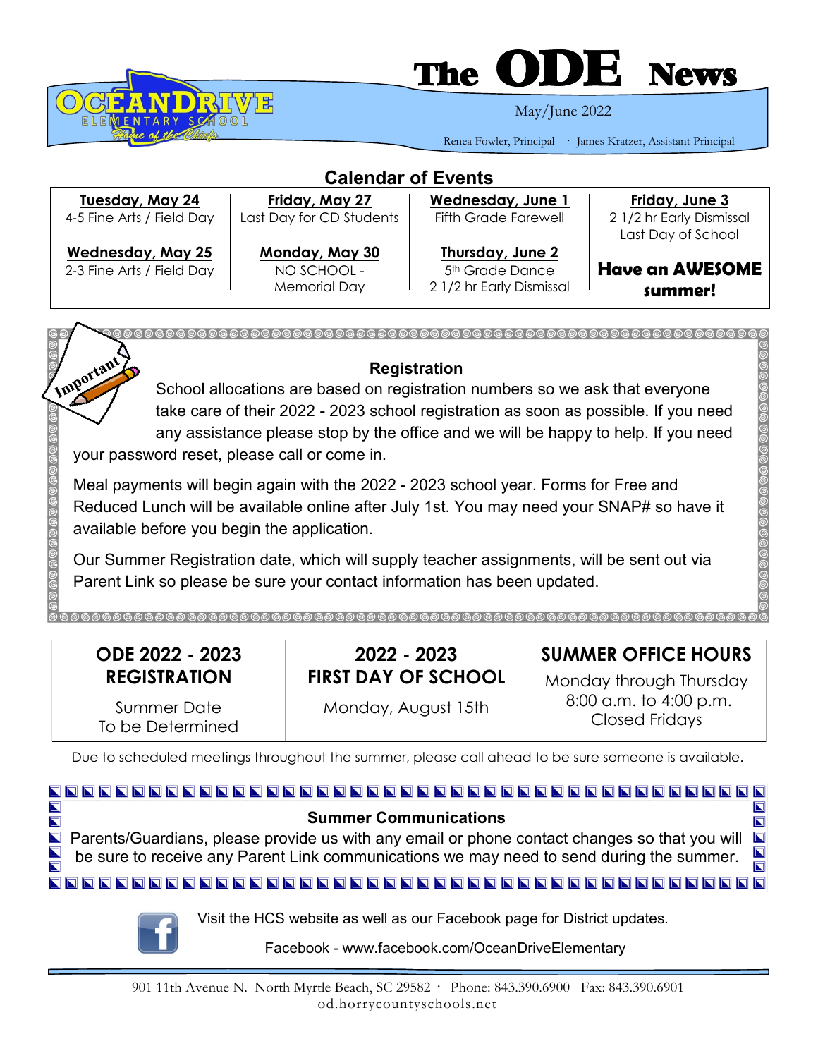# The ODE News

**Ocean Drive Elementary School** — *Home of the Chiefs*

May/June 2022

Renea Fowler, Principal · James Kratzer, Assistant Principal

## Calendar of Events

| **Tuesday, May 24** | **Friday, May 27** | **Wednesday, June 1** | **Friday, June 3** |
|---|---|---|---|
| 4-5 Fine Arts / Field Day | Last Day for CD Students | Fifth Grade Farewell | 2 1/2 hr Early Dismissal<br>Last Day of School |
| **Wednesday, May 25** | **Monday, May 30** | **Thursday, June 2** | **Have an AWESOME summer!** |
| 2-3 Fine Arts / Field Day | NO SCHOOL - Memorial Day | 5th Grade Dance<br>2 1/2 hr Early Dismissal | |

Important

### Registration

School allocations are based on registration numbers so we ask that everyone take care of their 2022 - 2023 school registration as soon as possible. If you need any assistance please stop by the office and we will be happy to help. If you need your password reset, please call or come in.

Meal payments will begin again with the 2022 - 2023 school year. Forms for Free and Reduced Lunch will be available online after July 1st. You may need your SNAP# so have it available before you begin the application.

Our Summer Registration date, which will supply teacher assignments, will be sent out via Parent Link so please be sure your contact information has been updated.

| ODE 2022 - 2023 REGISTRATION | 2022 - 2023 FIRST DAY OF SCHOOL | SUMMER OFFICE HOURS |
|---|---|---|
| Summer Date<br>To be Determined | Monday, August 15th | Monday through Thursday<br>8:00 a.m. to 4:00 p.m.<br>Closed Fridays |

Due to scheduled meetings throughout the summer, please call ahead to be sure someone is available.

### Summer Communications

Parents/Guardians, please provide us with any email or phone contact changes so that you will be sure to receive any Parent Link communications we may need to send during the summer.

Visit the HCS website as well as our Facebook page for District updates.

Facebook - www.facebook.com/OceanDriveElementary

901 11th Avenue N. North Myrtle Beach, SC 29582 · Phone: 843.390.6900 Fax: 843.390.6901
od.horrycountyschools.net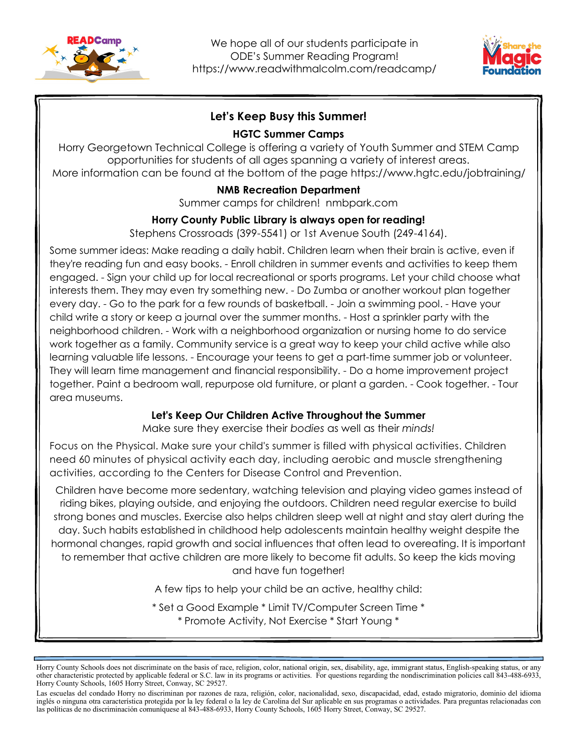We hope all of our students participate in ODE's Summer Reading Program!
https://www.readwithmalcolm.com/readcamp/

## Let's Keep Busy this Summer!

### HGTC Summer Camps

Horry Georgetown Technical College is offering a variety of Youth Summer and STEM Camp opportunities for students of all ages spanning a variety of interest areas.
More information can be found at the bottom of the page https://www.hgtc.edu/jobtraining/

### NMB Recreation Department

Summer camps for children! nmbpark.com

### Horry County Public Library is always open for reading!

Stephens Crossroads (399-5541) or 1st Avenue South (249-4164).

Some summer ideas: Make reading a daily habit. Children learn when their brain is active, even if they're reading fun and easy books. - Enroll children in summer events and activities to keep them engaged. - Sign your child up for local recreational or sports programs. Let your child choose what interests them. They may even try something new. - Do Zumba or another workout plan together every day. - Go to the park for a few rounds of basketball. - Join a swimming pool. - Have your child write a story or keep a journal over the summer months. - Host a sprinkler party with the neighborhood children. - Work with a neighborhood organization or nursing home to do service work together as a family. Community service is a great way to keep your child active while also learning valuable life lessons. - Encourage your teens to get a part-time summer job or volunteer. They will learn time management and financial responsibility. - Do a home improvement project together. Paint a bedroom wall, repurpose old furniture, or plant a garden. - Cook together. - Tour area museums.

## Let's Keep Our Children Active Throughout the Summer

Make sure they exercise their *bodies* as well as their *minds!*

Focus on the Physical. Make sure your child's summer is filled with physical activities. Children need 60 minutes of physical activity each day, including aerobic and muscle strengthening activities, according to the Centers for Disease Control and Prevention.

Children have become more sedentary, watching television and playing video games instead of riding bikes, playing outside, and enjoying the outdoors. Children need regular exercise to build strong bones and muscles. Exercise also helps children sleep well at night and stay alert during the day. Such habits established in childhood help adolescents maintain healthy weight despite the hormonal changes, rapid growth and social influences that often lead to overeating. It is important to remember that active children are more likely to become fit adults. So keep the kids moving and have fun together!

A few tips to help your child be an active, healthy child:

* Set a Good Example * Limit TV/Computer Screen Time *
* Promote Activity, Not Exercise * Start Young *

Horry County Schools does not discriminate on the basis of race, religion, color, national origin, sex, disability, age, immigrant status, English-speaking status, or any other characteristic protected by applicable federal or S.C. law in its programs or activities. For questions regarding the nondiscrimination policies call 843-488-6933, Horry County Schools, 1605 Horry Street, Conway, SC 29527.

Las escuelas del condado Horry no discriminan por razones de raza, religión, color, nacionalidad, sexo, discapacidad, edad, estado migratorio, dominio del idioma inglés o ninguna otra característica protegida por la ley federal o la ley de Carolina del Sur aplicable en sus programas o actividades. Para preguntas relacionadas con las políticas de no discriminación comuníquese al 843-488-6933, Horry County Schools, 1605 Horry Street, Conway, SC 29527.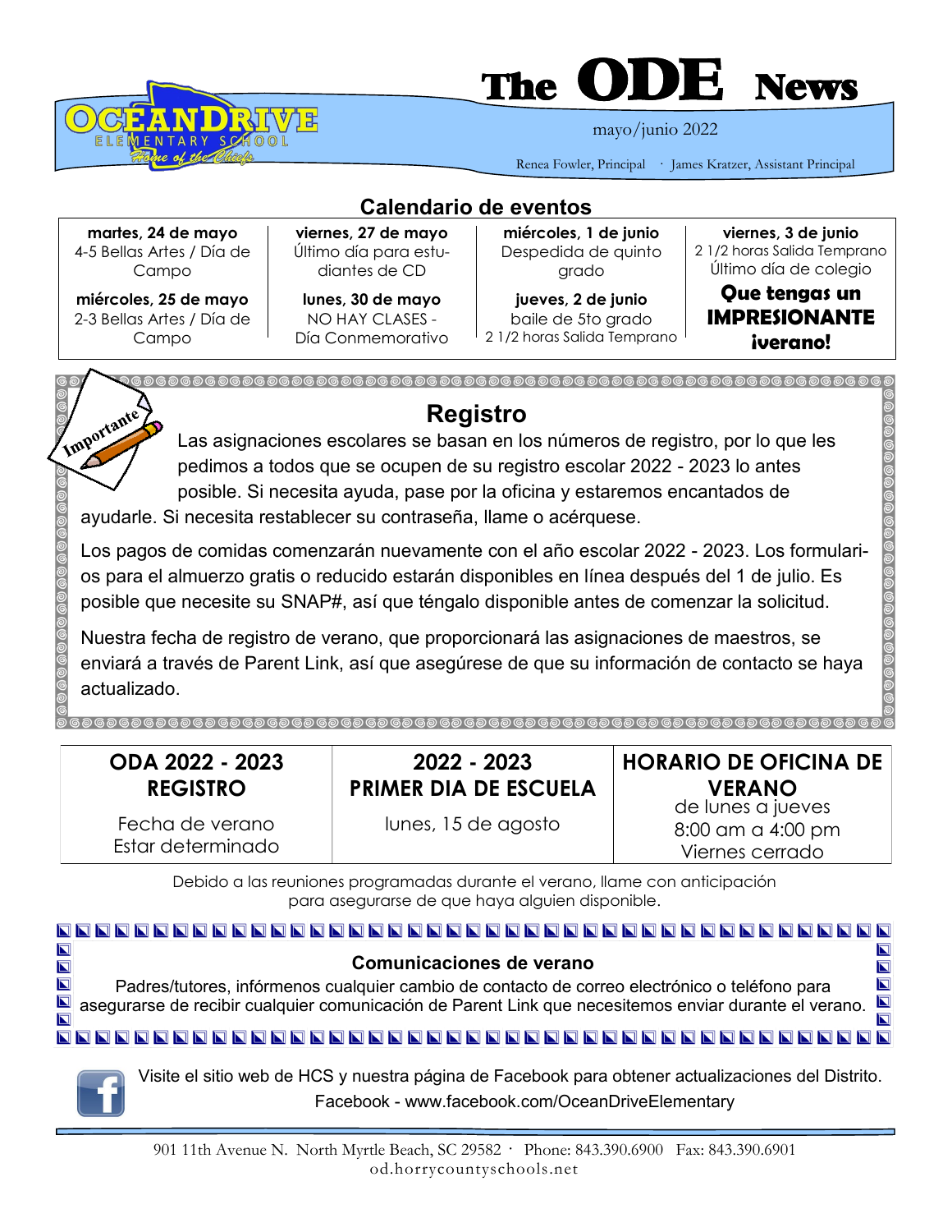# The ODE News

**OCEAN DRIVE ELEMENTARY SCHOOL** — *Home of the Chiefs*

mayo/junio 2022

Renea Fowler, Principal · James Kratzer, Assistant Principal

## Calendario de eventos

| | | | |
|---|---|---|---|
| **martes, 24 de mayo** 4-5 Bellas Artes / Día de Campo | **viernes, 27 de mayo** Último día para estudiantes de CD | **miércoles, 1 de junio** Despedida de quinto grado | **viernes, 3 de junio** 2 1/2 horas Salida Temprano Último día de colegio |
| **miércoles, 25 de mayo** 2-3 Bellas Artes / Día de Campo | **lunes, 30 de mayo** NO HAY CLASES - Día Conmemorativo | **jueves, 2 de junio** baile de 5to grado 2 1/2 horas Salida Temprano | **Que tengas un IMPRESIONANTE ¡verano!** |

## Registro

*Importante*

Las asignaciones escolares se basan en los números de registro, por lo que les pedimos a todos que se ocupen de su registro escolar 2022 - 2023 lo antes posible. Si necesita ayuda, pase por la oficina y estaremos encantados de ayudarle. Si necesita restablecer su contraseña, llame o acérquese.

Los pagos de comidas comenzarán nuevamente con el año escolar 2022 - 2023. Los formularios para el almuerzo gratis o reducido estarán disponibles en línea después del 1 de julio. Es posible que necesite su SNAP#, así que téngalo disponible antes de comenzar la solicitud.

Nuestra fecha de registro de verano, que proporcionará las asignaciones de maestros, se enviará a través de Parent Link, así que asegúrese de que su información de contacto se haya actualizado.

| ODA 2022 - 2023 REGISTRO | 2022 - 2023 PRIMER DIA DE ESCUELA | HORARIO DE OFICINA DE VERANO |
|---|---|---|
| Fecha de verano Estar determinado | lunes, 15 de agosto | de lunes a jueves 8:00 am a 4:00 pm Viernes cerrado |

Debido a las reuniones programadas durante el verano, llame con anticipación para asegurarse de que haya alguien disponible.

### Comunicaciones de verano

Padres/tutores, infórmenos cualquier cambio de contacto de correo electrónico o teléfono para asegurarse de recibir cualquier comunicación de Parent Link que necesitemos enviar durante el verano.

Visite el sitio web de HCS y nuestra página de Facebook para obtener actualizaciones del Distrito.
Facebook - www.facebook.com/OceanDriveElementary

901 11th Avenue N. North Myrtle Beach, SC 29582 · Phone: 843.390.6900 Fax: 843.390.6901
od.horrycountyschools.net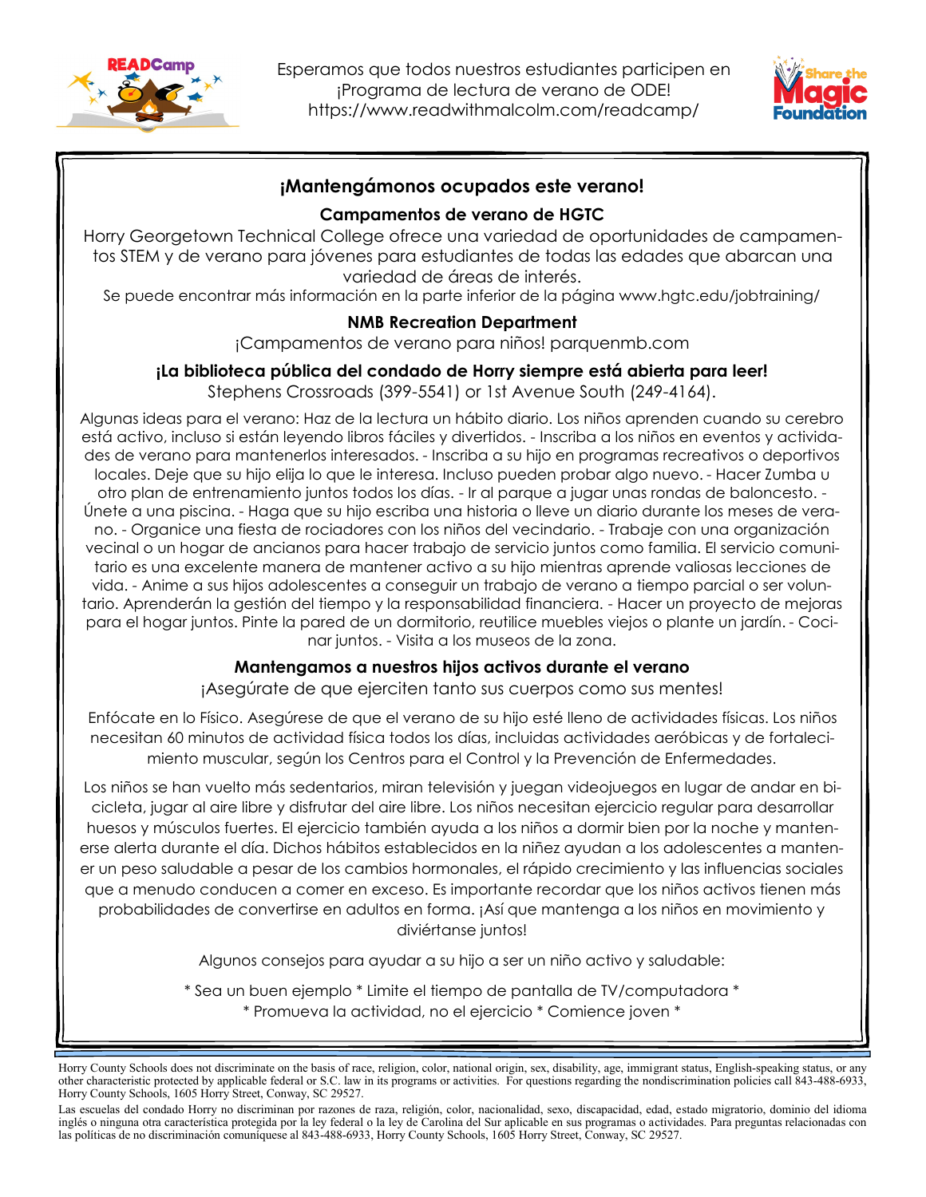Esperamos que todos nuestros estudiantes participen en ¡Programa de lectura de verano de ODE! https://www.readwithmalcolm.com/readcamp/

## ¡Mantengámonos ocupados este verano!

### Campamentos de verano de HGTC

Horry Georgetown Technical College ofrece una variedad de oportunidades de campamentos STEM y de verano para jóvenes para estudiantes de todas las edades que abarcan una variedad de áreas de interés.

Se puede encontrar más información en la parte inferior de la página www.hgtc.edu/jobtraining/

### NMB Recreation Department

¡Campamentos de verano para niños! parquenmb.com

### ¡La biblioteca pública del condado de Horry siempre está abierta para leer!

Stephens Crossroads (399-5541) or 1st Avenue South (249-4164).

Algunas ideas para el verano: Haz de la lectura un hábito diario. Los niños aprenden cuando su cerebro está activo, incluso si están leyendo libros fáciles y divertidos. - Inscriba a los niños en eventos y actividades de verano para mantenerlos interesados. - Inscriba a su hijo en programas recreativos o deportivos locales. Deje que su hijo elija lo que le interesa. Incluso pueden probar algo nuevo. - Hacer Zumba u otro plan de entrenamiento juntos todos los días. - Ir al parque a jugar unas rondas de baloncesto. - Únete a una piscina. - Haga que su hijo escriba una historia o lleve un diario durante los meses de verano. - Organice una fiesta de rociadores con los niños del vecindario. - Trabaje con una organización vecinal o un hogar de ancianos para hacer trabajo de servicio juntos como familia. El servicio comunitario es una excelente manera de mantener activo a su hijo mientras aprende valiosas lecciones de vida. - Anime a sus hijos adolescentes a conseguir un trabajo de verano a tiempo parcial o ser voluntario. Aprenderán la gestión del tiempo y la responsabilidad financiera. - Hacer un proyecto de mejoras para el hogar juntos. Pinte la pared de un dormitorio, reutilice muebles viejos o plante un jardín. - Cocinar juntos. - Visita a los museos de la zona.

### Mantengamos a nuestros hijos activos durante el verano

¡Asegúrate de que ejerciten tanto sus cuerpos como sus mentes!

Enfócate en lo Físico. Asegúrese de que el verano de su hijo esté lleno de actividades físicas. Los niños necesitan 60 minutos de actividad física todos los días, incluidas actividades aeróbicas y de fortalecimiento muscular, según los Centros para el Control y la Prevención de Enfermedades.

Los niños se han vuelto más sedentarios, miran televisión y juegan videojuegos en lugar de andar en bicicleta, jugar al aire libre y disfrutar del aire libre. Los niños necesitan ejercicio regular para desarrollar huesos y músculos fuertes. El ejercicio también ayuda a los niños a dormir bien por la noche y mantenerse alerta durante el día. Dichos hábitos establecidos en la niñez ayudan a los adolescentes a mantener un peso saludable a pesar de los cambios hormonales, el rápido crecimiento y las influencias sociales que a menudo conducen a comer en exceso. Es importante recordar que los niños activos tienen más probabilidades de convertirse en adultos en forma. ¡Así que mantenga a los niños en movimiento y diviértanse juntos!

Algunos consejos para ayudar a su hijo a ser un niño activo y saludable:

* Sea un buen ejemplo * Limite el tiempo de pantalla de TV/computadora *
* Promueva la actividad, no el ejercicio * Comience joven *

Horry County Schools does not discriminate on the basis of race, religion, color, national origin, sex, disability, age, immigrant status, English-speaking status, or any other characteristic protected by applicable federal or S.C. law in its programs or activities. For questions regarding the nondiscrimination policies call 843-488-6933, Horry County Schools, 1605 Horry Street, Conway, SC 29527.

Las escuelas del condado Horry no discriminan por razones de raza, religión, color, nacionalidad, sexo, discapacidad, edad, estado migratorio, dominio del idioma inglés o ninguna otra característica protegida por la ley federal o la ley de Carolina del Sur aplicable en sus programas o actividades. Para preguntas relacionadas con las políticas de no discriminación comuníquese al 843-488-6933, Horry County Schools, 1605 Horry Street, Conway, SC 29527.